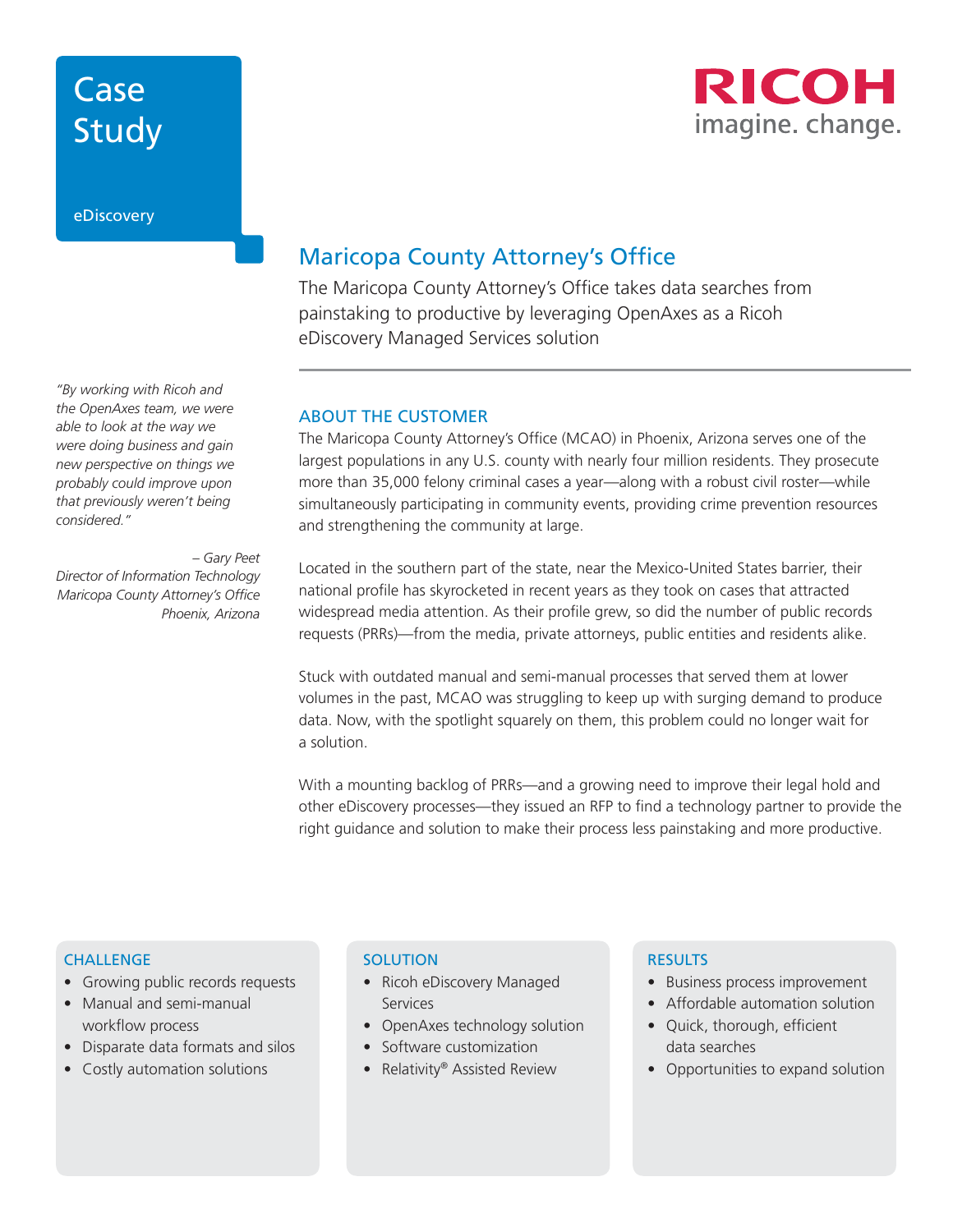# Case Study

eDiscovery

RICOH
imagine. change.

## Maricopa County Attorney's Office

The Maricopa County Attorney's Office takes data searches from painstaking to productive by leveraging OpenAxes as a Ricoh eDiscovery Managed Services solution

*"By working with Ricoh and the OpenAxes team, we were able to look at the way we were doing business and gain new perspective on things we probably could improve upon that previously weren't being considered."*

*– Gary Peet*
*Director of Information Technology*
*Maricopa County Attorney's Office*
*Phoenix, Arizona*

### ABOUT THE CUSTOMER

The Maricopa County Attorney's Office (MCAO) in Phoenix, Arizona serves one of the largest populations in any U.S. county with nearly four million residents. They prosecute more than 35,000 felony criminal cases a year—along with a robust civil roster—while simultaneously participating in community events, providing crime prevention resources and strengthening the community at large.

Located in the southern part of the state, near the Mexico-United States barrier, their national profile has skyrocketed in recent years as they took on cases that attracted widespread media attention. As their profile grew, so did the number of public records requests (PRRs)—from the media, private attorneys, public entities and residents alike.

Stuck with outdated manual and semi-manual processes that served them at lower volumes in the past, MCAO was struggling to keep up with surging demand to produce data. Now, with the spotlight squarely on them, this problem could no longer wait for a solution.

With a mounting backlog of PRRs—and a growing need to improve their legal hold and other eDiscovery processes—they issued an RFP to find a technology partner to provide the right guidance and solution to make their process less painstaking and more productive.

### CHALLENGE

- Growing public records requests
- Manual and semi-manual workflow process
- Disparate data formats and silos
- Costly automation solutions

### SOLUTION

- Ricoh eDiscovery Managed Services
- OpenAxes technology solution
- Software customization
- Relativity® Assisted Review

### RESULTS

- Business process improvement
- Affordable automation solution
- Quick, thorough, efficient data searches
- Opportunities to expand solution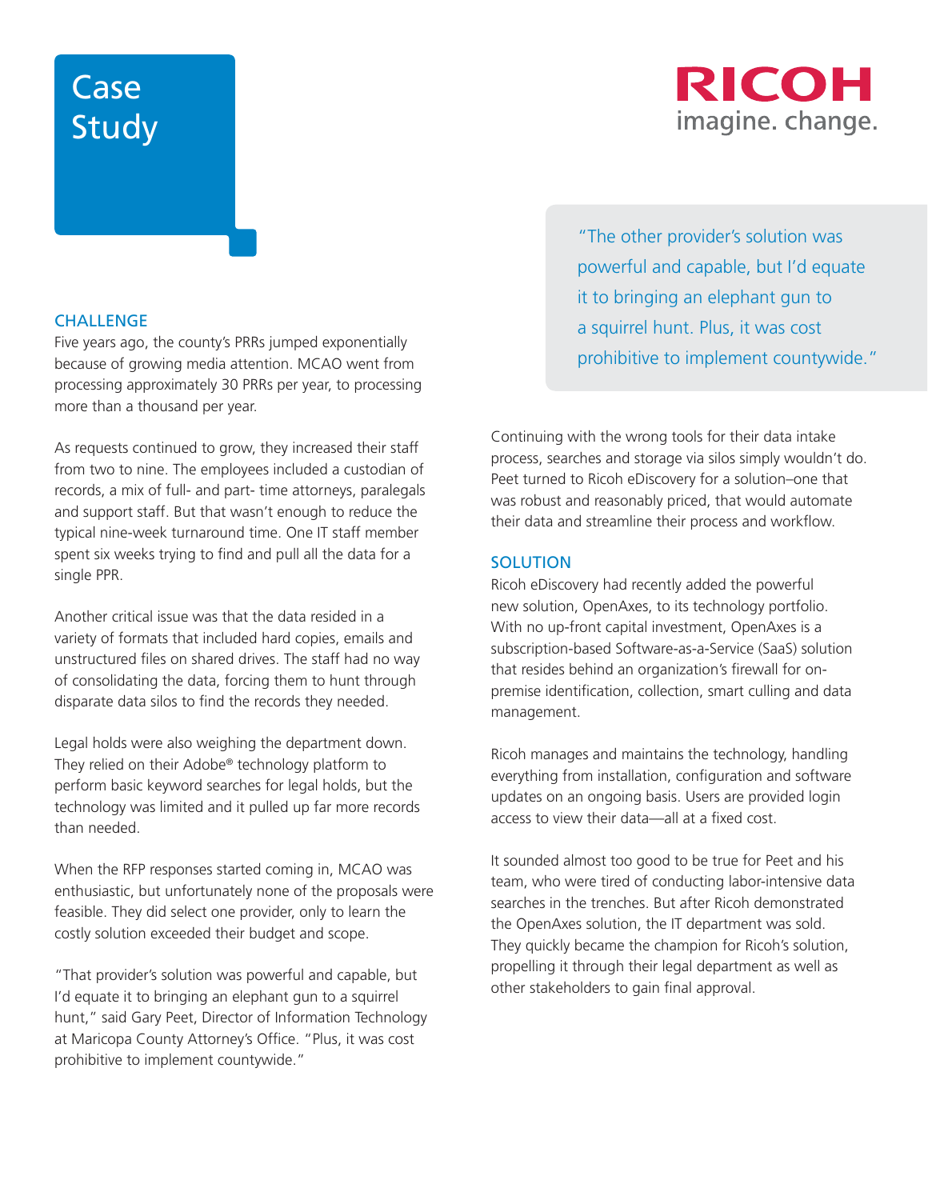# Case Study

RICOH imagine. change.

## CHALLENGE

Five years ago, the county's PRRs jumped exponentially because of growing media attention. MCAO went from processing approximately 30 PRRs per year, to processing more than a thousand per year.

As requests continued to grow, they increased their staff from two to nine. The employees included a custodian of records, a mix of full- and part- time attorneys, paralegals and support staff. But that wasn't enough to reduce the typical nine-week turnaround time. One IT staff member spent six weeks trying to find and pull all the data for a single PPR.

Another critical issue was that the data resided in a variety of formats that included hard copies, emails and unstructured files on shared drives. The staff had no way of consolidating the data, forcing them to hunt through disparate data silos to find the records they needed.

Legal holds were also weighing the department down. They relied on their Adobe® technology platform to perform basic keyword searches for legal holds, but the technology was limited and it pulled up far more records than needed.

When the RFP responses started coming in, MCAO was enthusiastic, but unfortunately none of the proposals were feasible. They did select one provider, only to learn the costly solution exceeded their budget and scope.

"That provider's solution was powerful and capable, but I'd equate it to bringing an elephant gun to a squirrel hunt," said Gary Peet, Director of Information Technology at Maricopa County Attorney's Office. "Plus, it was cost prohibitive to implement countywide."

> "The other provider's solution was powerful and capable, but I'd equate it to bringing an elephant gun to a squirrel hunt. Plus, it was cost prohibitive to implement countywide."

Continuing with the wrong tools for their data intake process, searches and storage via silos simply wouldn't do. Peet turned to Ricoh eDiscovery for a solution–one that was robust and reasonably priced, that would automate their data and streamline their process and workflow.

## SOLUTION

Ricoh eDiscovery had recently added the powerful new solution, OpenAxes, to its technology portfolio. With no up-front capital investment, OpenAxes is a subscription-based Software-as-a-Service (SaaS) solution that resides behind an organization's firewall for on-premise identification, collection, smart culling and data management.

Ricoh manages and maintains the technology, handling everything from installation, configuration and software updates on an ongoing basis. Users are provided login access to view their data—all at a fixed cost.

It sounded almost too good to be true for Peet and his team, who were tired of conducting labor-intensive data searches in the trenches. But after Ricoh demonstrated the OpenAxes solution, the IT department was sold. They quickly became the champion for Ricoh's solution, propelling it through their legal department as well as other stakeholders to gain final approval.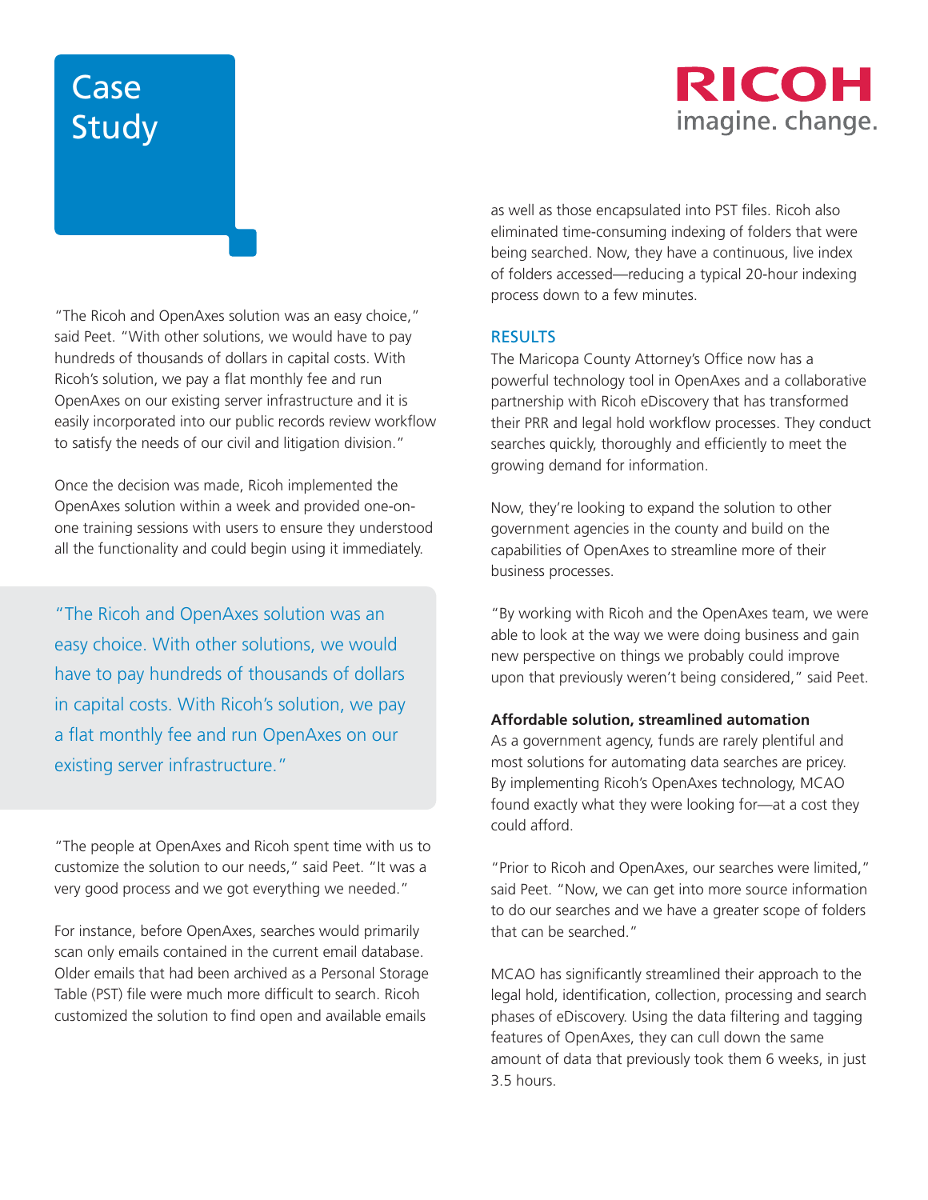# Case Study

"The Ricoh and OpenAxes solution was an easy choice," said Peet. "With other solutions, we would have to pay hundreds of thousands of dollars in capital costs. With Ricoh's solution, we pay a flat monthly fee and run OpenAxes on our existing server infrastructure and it is easily incorporated into our public records review workflow to satisfy the needs of our civil and litigation division."

Once the decision was made, Ricoh implemented the OpenAxes solution within a week and provided one-on-one training sessions with users to ensure they understood all the functionality and could begin using it immediately.

> "The Ricoh and OpenAxes solution was an easy choice. With other solutions, we would have to pay hundreds of thousands of dollars in capital costs. With Ricoh's solution, we pay a flat monthly fee and run OpenAxes on our existing server infrastructure."

"The people at OpenAxes and Ricoh spent time with us to customize the solution to our needs," said Peet. "It was a very good process and we got everything we needed."

For instance, before OpenAxes, searches would primarily scan only emails contained in the current email database. Older emails that had been archived as a Personal Storage Table (PST) file were much more difficult to search. Ricoh customized the solution to find open and available emails as well as those encapsulated into PST files. Ricoh also eliminated time-consuming indexing of folders that were being searched. Now, they have a continuous, live index of folders accessed—reducing a typical 20-hour indexing process down to a few minutes.

## RESULTS

The Maricopa County Attorney's Office now has a powerful technology tool in OpenAxes and a collaborative partnership with Ricoh eDiscovery that has transformed their PRR and legal hold workflow processes. They conduct searches quickly, thoroughly and efficiently to meet the growing demand for information.

Now, they're looking to expand the solution to other government agencies in the county and build on the capabilities of OpenAxes to streamline more of their business processes.

"By working with Ricoh and the OpenAxes team, we were able to look at the way we were doing business and gain new perspective on things we probably could improve upon that previously weren't being considered," said Peet.

**Affordable solution, streamlined automation**

As a government agency, funds are rarely plentiful and most solutions for automating data searches are pricey. By implementing Ricoh's OpenAxes technology, MCAO found exactly what they were looking for—at a cost they could afford.

"Prior to Ricoh and OpenAxes, our searches were limited," said Peet. "Now, we can get into more source information to do our searches and we have a greater scope of folders that can be searched."

MCAO has significantly streamlined their approach to the legal hold, identification, collection, processing and search phases of eDiscovery. Using the data filtering and tagging features of OpenAxes, they can cull down the same amount of data that previously took them 6 weeks, in just 3.5 hours.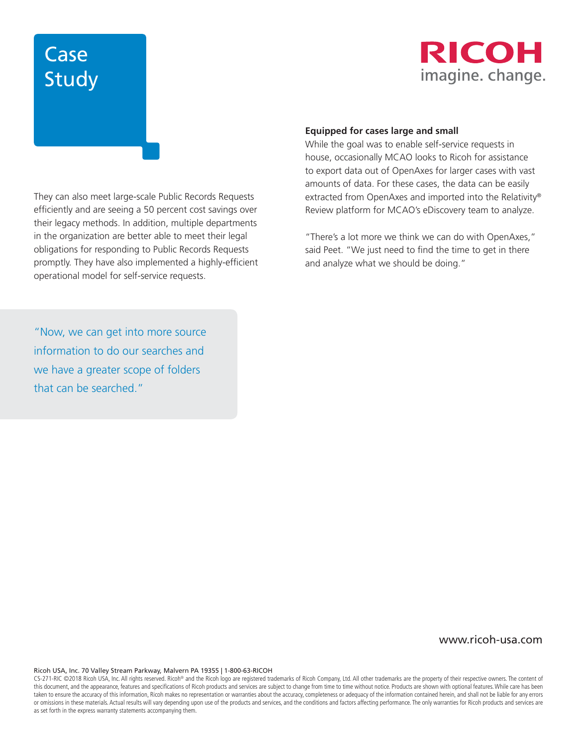They can also meet large-scale Public Records Requests efficiently and are seeing a 50 percent cost savings over their legacy methods. In addition, multiple departments in the organization are better able to meet their legal obligations for responding to Public Records Requests promptly. They have also implemented a highly-efficient operational model for self-service requests.

> "Now, we can get into more source information to do our searches and we have a greater scope of folders that can be searched."

**Equipped for cases large and small**

While the goal was to enable self-service requests in house, occasionally MCAO looks to Ricoh for assistance to export data out of OpenAxes for larger cases with vast amounts of data. For these cases, the data can be easily extracted from OpenAxes and imported into the Relativity® Review platform for MCAO's eDiscovery team to analyze.

"There's a lot more we think we can do with OpenAxes," said Peet. "We just need to find the time to get in there and analyze what we should be doing."

www.ricoh-usa.com

Ricoh USA, Inc. 70 Valley Stream Parkway, Malvern PA 19355 | 1-800-63-RICOH

CS-271-RIC ©2018 Ricoh USA, Inc. All rights reserved. Ricoh® and the Ricoh logo are registered trademarks of Ricoh Company, Ltd. All other trademarks are the property of their respective owners. The content of this document, and the appearance, features and specifications of Ricoh products and services are subject to change from time to time without notice. Products are shown with optional features. While care has been taken to ensure the accuracy of this information, Ricoh makes no representation or warranties about the accuracy, completeness or adequacy of the information contained herein, and shall not be liable for any errors or omissions in these materials. Actual results will vary depending upon use of the products and services, and the conditions and factors affecting performance. The only warranties for Ricoh products and services are as set forth in the express warranty statements accompanying them.